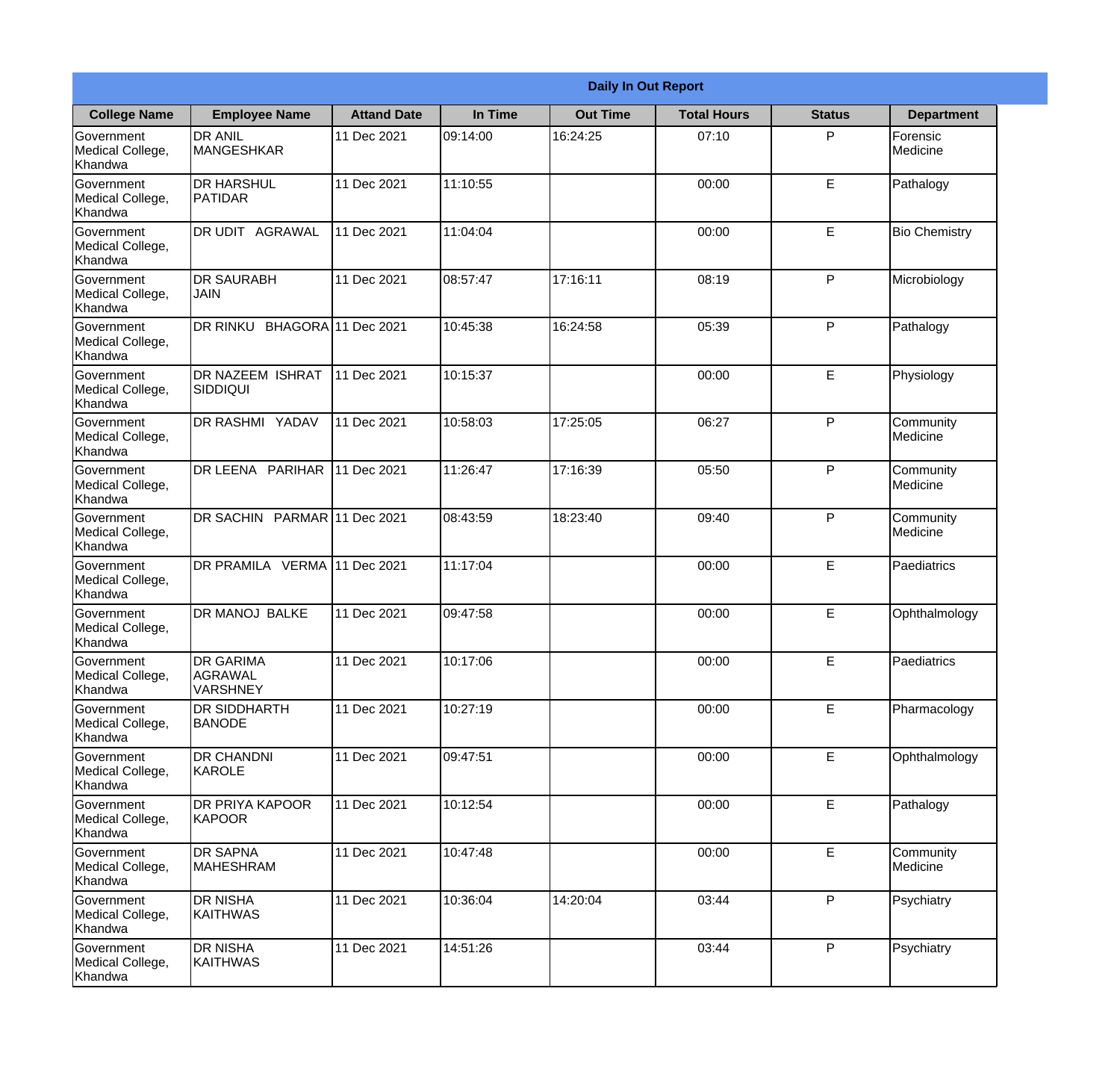**Daily In Out Report**

| College Name | Employee Name | Attand Date | In Time | Out Time | Total Hours | Status | Department |
|---|---|---|---|---|---|---|---|
| Government Medical College, Khandwa | DR ANIL MANGESHKAR | 11 Dec 2021 | 09:14:00 | 16:24:25 | 07:10 | P | Forensic Medicine |
| Government Medical College, Khandwa | DR HARSHUL PATIDAR | 11 Dec 2021 | 11:10:55 | | 00:00 | E | Pathalogy |
| Government Medical College, Khandwa | DR UDIT AGRAWAL | 11 Dec 2021 | 11:04:04 | | 00:00 | E | Bio Chemistry |
| Government Medical College, Khandwa | DR SAURABH JAIN | 11 Dec 2021 | 08:57:47 | 17:16:11 | 08:19 | P | Microbiology |
| Government Medical College, Khandwa | DR RINKU BHAGORA | 11 Dec 2021 | 10:45:38 | 16:24:58 | 05:39 | P | Pathalogy |
| Government Medical College, Khandwa | DR NAZEEM ISHRAT SIDDIQUI | 11 Dec 2021 | 10:15:37 | | 00:00 | E | Physiology |
| Government Medical College, Khandwa | DR RASHMI YADAV | 11 Dec 2021 | 10:58:03 | 17:25:05 | 06:27 | P | Community Medicine |
| Government Medical College, Khandwa | DR LEENA PARIHAR | 11 Dec 2021 | 11:26:47 | 17:16:39 | 05:50 | P | Community Medicine |
| Government Medical College, Khandwa | DR SACHIN PARMAR | 11 Dec 2021 | 08:43:59 | 18:23:40 | 09:40 | P | Community Medicine |
| Government Medical College, Khandwa | DR PRAMILA VERMA | 11 Dec 2021 | 11:17:04 | | 00:00 | E | Paediatrics |
| Government Medical College, Khandwa | DR MANOJ BALKE | 11 Dec 2021 | 09:47:58 | | 00:00 | E | Ophthalmology |
| Government Medical College, Khandwa | DR GARIMA AGRAWAL VARSHNEY | 11 Dec 2021 | 10:17:06 | | 00:00 | E | Paediatrics |
| Government Medical College, Khandwa | DR SIDDHARTH BANODE | 11 Dec 2021 | 10:27:19 | | 00:00 | E | Pharmacology |
| Government Medical College, Khandwa | DR CHANDNI KAROLE | 11 Dec 2021 | 09:47:51 | | 00:00 | E | Ophthalmology |
| Government Medical College, Khandwa | DR PRIYA KAPOOR KAPOOR | 11 Dec 2021 | 10:12:54 | | 00:00 | E | Pathalogy |
| Government Medical College, Khandwa | DR SAPNA MAHESHRAM | 11 Dec 2021 | 10:47:48 | | 00:00 | E | Community Medicine |
| Government Medical College, Khandwa | DR NISHA KAITHWAS | 11 Dec 2021 | 10:36:04 | 14:20:04 | 03:44 | P | Psychiatry |
| Government Medical College, Khandwa | DR NISHA KAITHWAS | 11 Dec 2021 | 14:51:26 | | 03:44 | P | Psychiatry |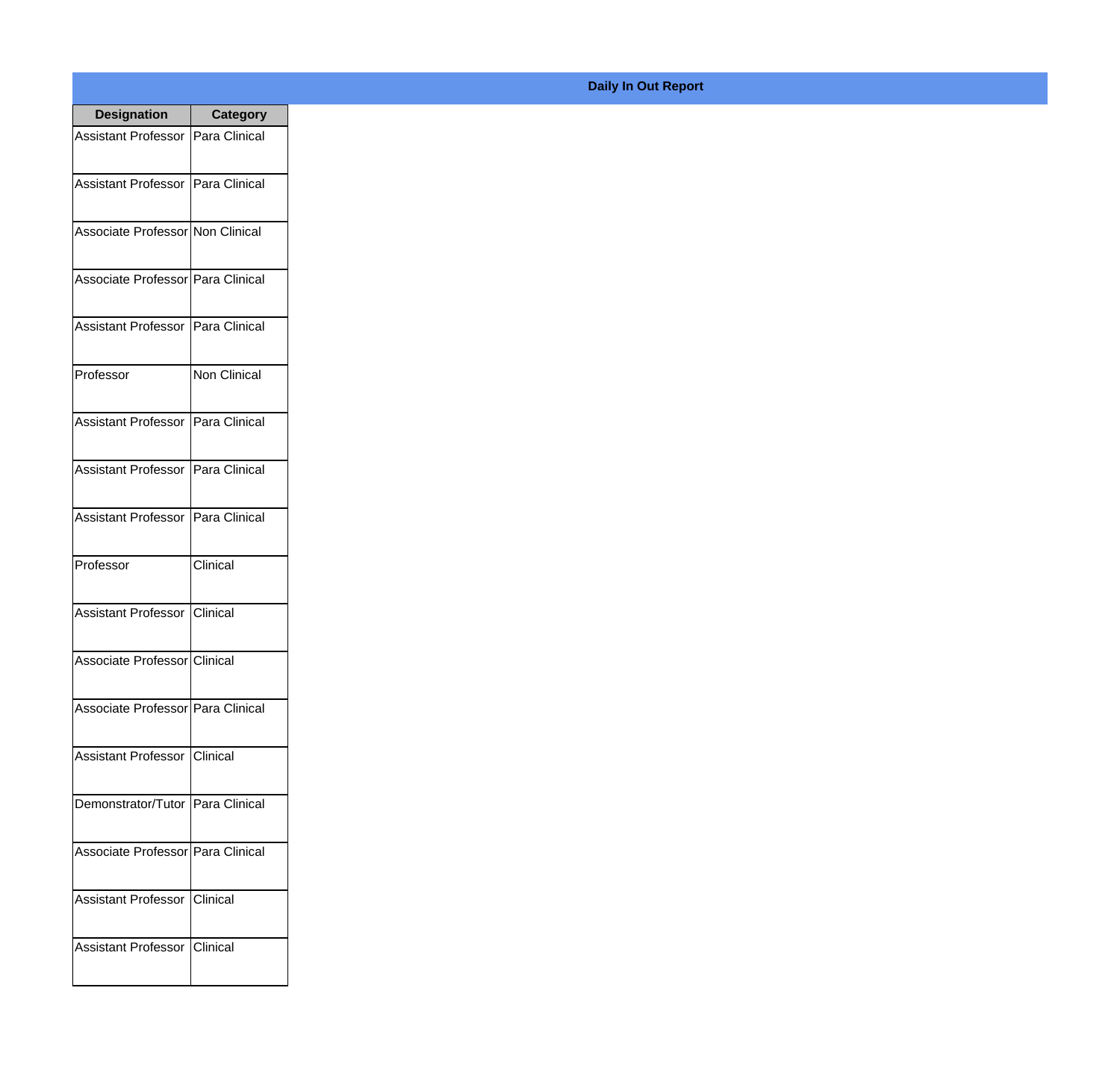## Daily In Out Report

| Designation | Category |
|---|---|
| Assistant Professor | Para Clinical |
| Assistant Professor | Para Clinical |
| Associate Professor | Non Clinical |
| Associate Professor | Para Clinical |
| Assistant Professor | Para Clinical |
| Professor | Non Clinical |
| Assistant Professor | Para Clinical |
| Assistant Professor | Para Clinical |
| Assistant Professor | Para Clinical |
| Professor | Clinical |
| Assistant Professor | Clinical |
| Associate Professor | Clinical |
| Associate Professor | Para Clinical |
| Assistant Professor | Clinical |
| Demonstrator/Tutor | Para Clinical |
| Associate Professor | Para Clinical |
| Assistant Professor | Clinical |
| Assistant Professor | Clinical |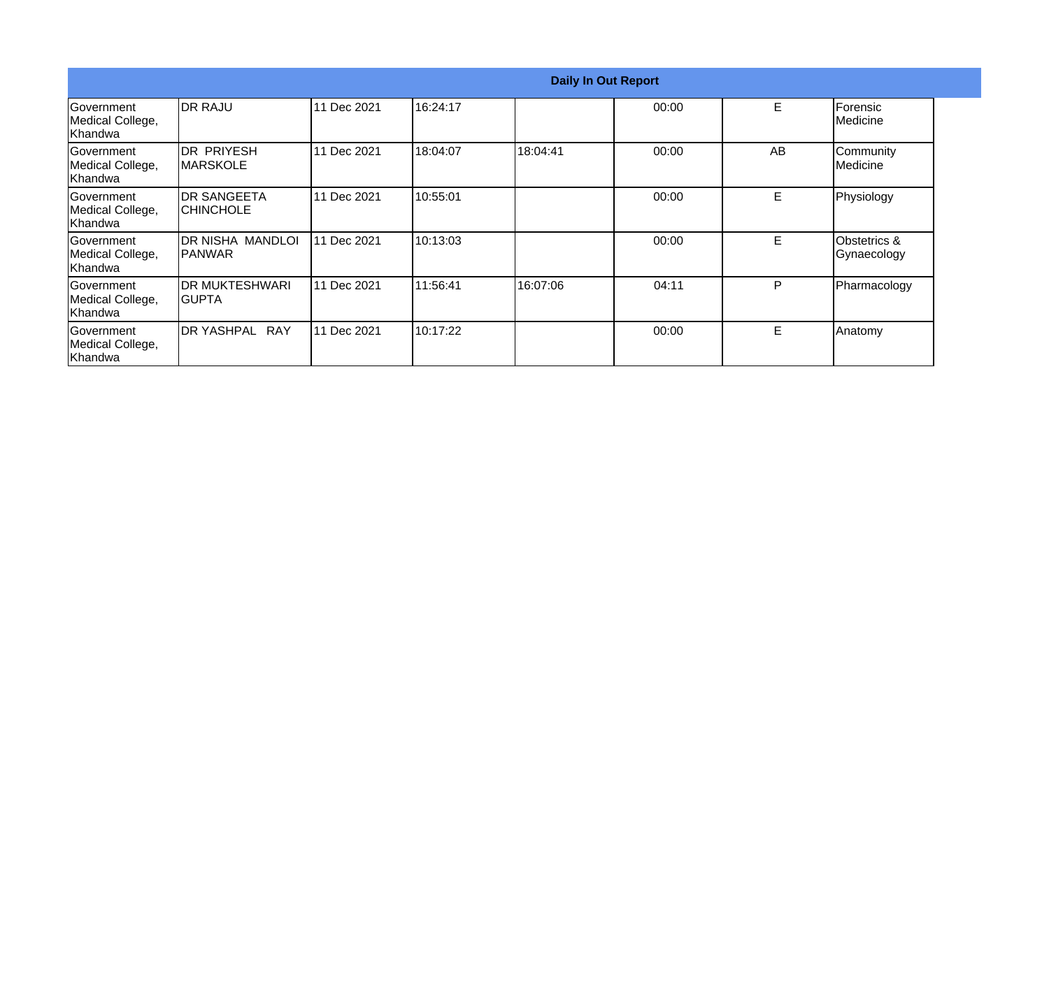| Daily In Out Report | | | | | | | |
|---|---|---|---|---|---|---|---|
| Government Medical College, Khandwa | DR RAJU | 11 Dec 2021 | 16:24:17 | | 00:00 | E | Forensic Medicine |
| Government Medical College, Khandwa | DR PRIYESH MARSKOLE | 11 Dec 2021 | 18:04:07 | 18:04:41 | 00:00 | AB | Community Medicine |
| Government Medical College, Khandwa | DR SANGEETA CHINCHOLE | 11 Dec 2021 | 10:55:01 | | 00:00 | E | Physiology |
| Government Medical College, Khandwa | DR NISHA MANDLOI PANWAR | 11 Dec 2021 | 10:13:03 | | 00:00 | E | Obstetrics & Gynaecology |
| Government Medical College, Khandwa | DR MUKTESHWARI GUPTA | 11 Dec 2021 | 11:56:41 | 16:07:06 | 04:11 | P | Pharmacology |
| Government Medical College, Khandwa | DR YASHPAL RAY | 11 Dec 2021 | 10:17:22 | | 00:00 | E | Anatomy |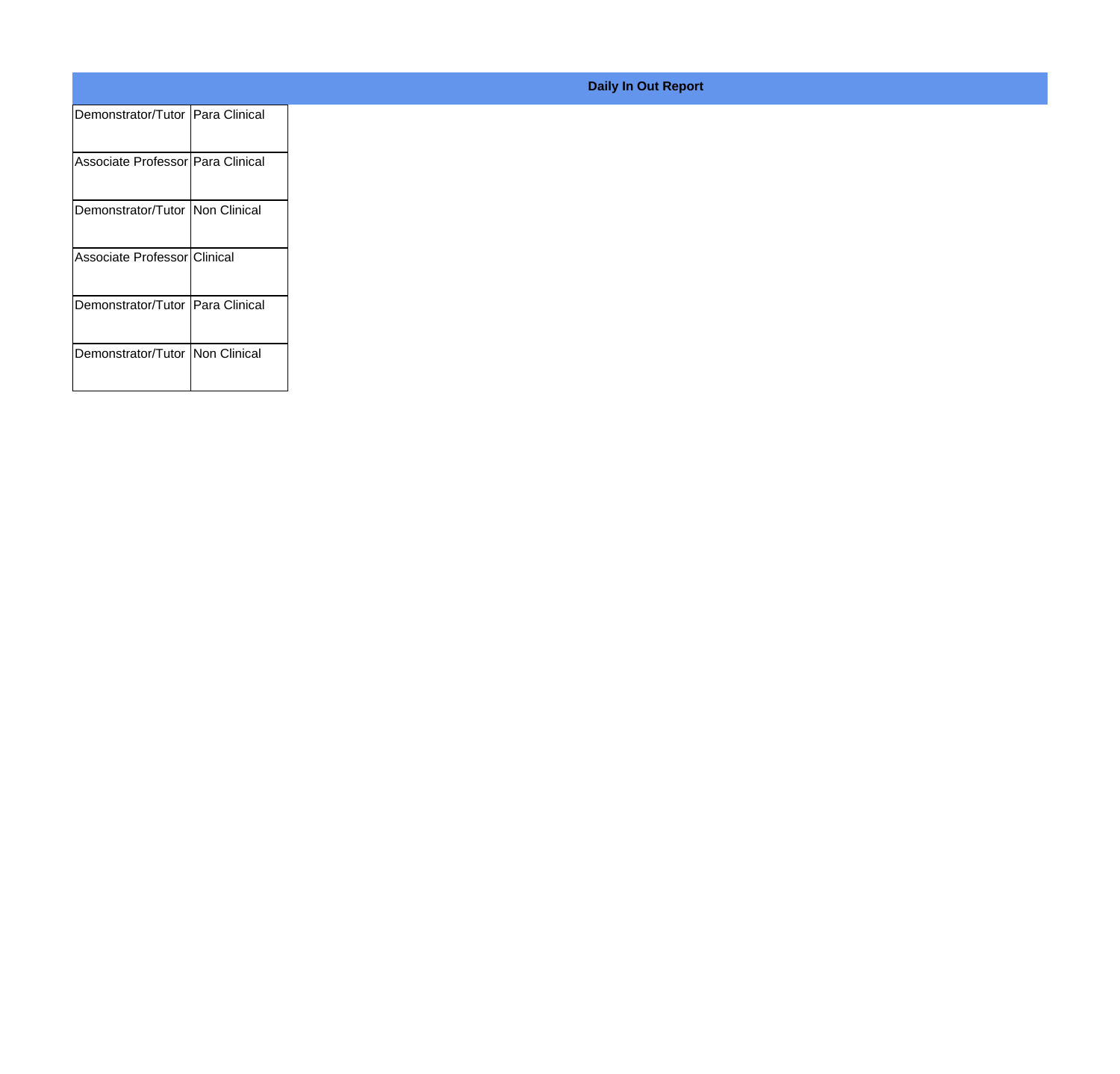**Daily In Out Report**

| | |
|---|---|
| Demonstrator/Tutor | Para Clinical |
| Associate Professor | Para Clinical |
| Demonstrator/Tutor | Non Clinical |
| Associate Professor | Clinical |
| Demonstrator/Tutor | Para Clinical |
| Demonstrator/Tutor | Non Clinical |